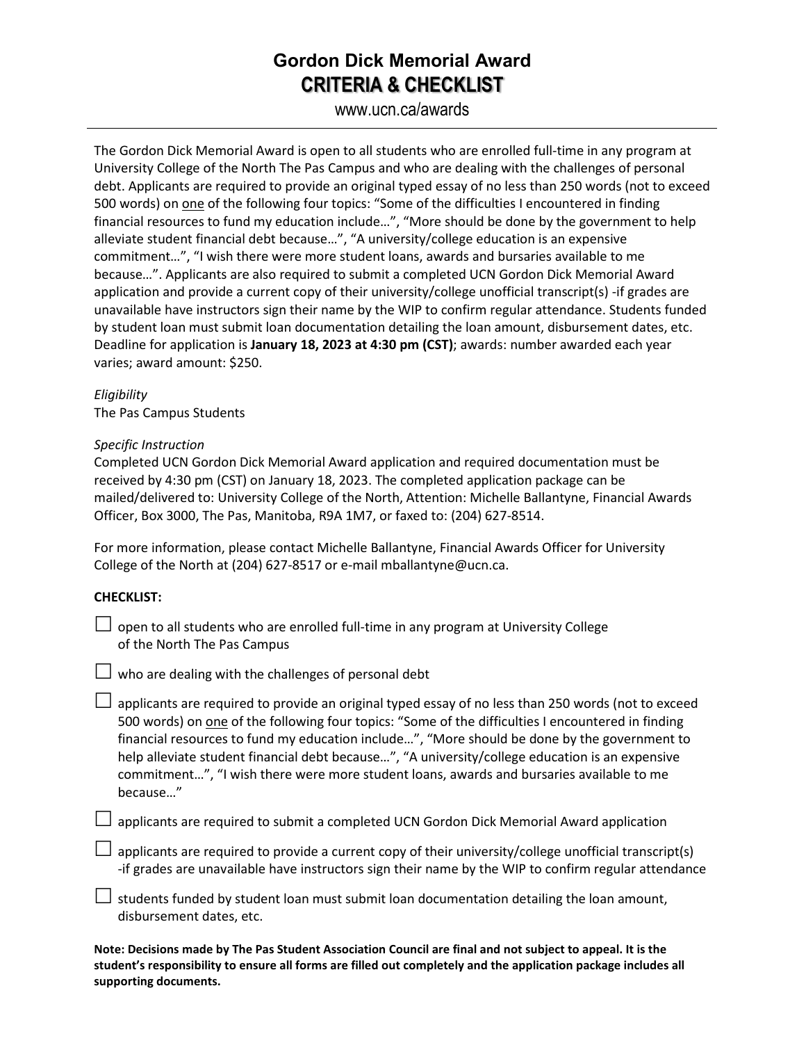# Gordon Dick Memorial Award
## CRITERIA & CHECKLIST

www.ucn.ca/awards

---

The Gordon Dick Memorial Award is open to all students who are enrolled full-time in any program at University College of the North The Pas Campus and who are dealing with the challenges of personal debt. Applicants are required to provide an original typed essay of no less than 250 words (not to exceed 500 words) on one of the following four topics: "Some of the difficulties I encountered in finding financial resources to fund my education include…", "More should be done by the government to help alleviate student financial debt because…", "A university/college education is an expensive commitment…", "I wish there were more student loans, awards and bursaries available to me because…". Applicants are also required to submit a completed UCN Gordon Dick Memorial Award application and provide a current copy of their university/college unofficial transcript(s) -if grades are unavailable have instructors sign their name by the WIP to confirm regular attendance. Students funded by student loan must submit loan documentation detailing the loan amount, disbursement dates, etc. Deadline for application is **January 18, 2023 at 4:30 pm (CST)**; awards: number awarded each year varies; award amount: $250.

*Eligibility*
The Pas Campus Students

*Specific Instruction*
Completed UCN Gordon Dick Memorial Award application and required documentation must be received by 4:30 pm (CST) on January 18, 2023. The completed application package can be mailed/delivered to: University College of the North, Attention: Michelle Ballantyne, Financial Awards Officer, Box 3000, The Pas, Manitoba, R9A 1M7, or faxed to: (204) 627-8514.

For more information, please contact Michelle Ballantyne, Financial Awards Officer for University College of the North at (204) 627-8517 or e-mail mballantyne@ucn.ca.

**CHECKLIST:**

- ☐ open to all students who are enrolled full-time in any program at University College of the North The Pas Campus
- ☐ who are dealing with the challenges of personal debt
- ☐ applicants are required to provide an original typed essay of no less than 250 words (not to exceed 500 words) on one of the following four topics: "Some of the difficulties I encountered in finding financial resources to fund my education include…", "More should be done by the government to help alleviate student financial debt because…", "A university/college education is an expensive commitment…", "I wish there were more student loans, awards and bursaries available to me because…"
- ☐ applicants are required to submit a completed UCN Gordon Dick Memorial Award application
- ☐ applicants are required to provide a current copy of their university/college unofficial transcript(s) -if grades are unavailable have instructors sign their name by the WIP to confirm regular attendance
- ☐ students funded by student loan must submit loan documentation detailing the loan amount, disbursement dates, etc.

**Note: Decisions made by The Pas Student Association Council are final and not subject to appeal. It is the student's responsibility to ensure all forms are filled out completely and the application package includes all supporting documents.**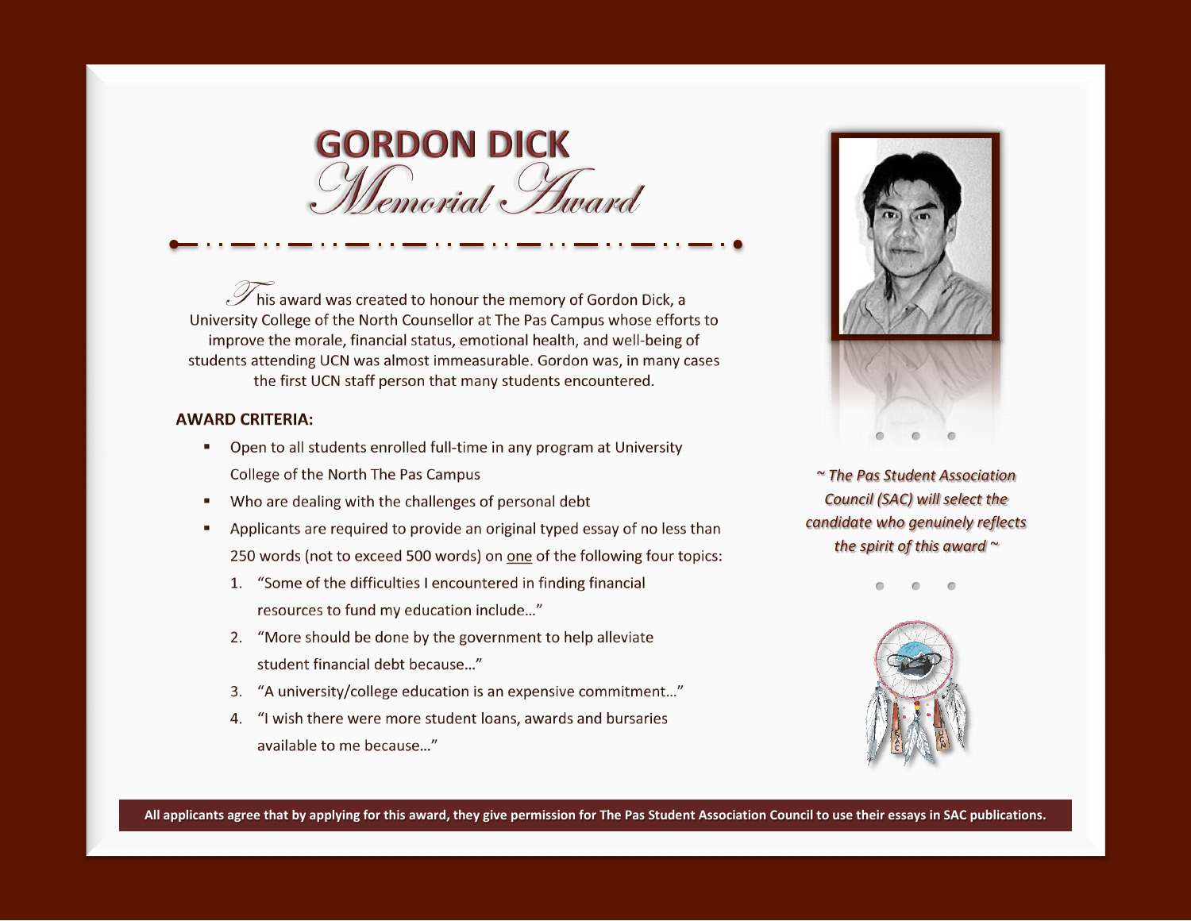# GORDON DICK Memorial Award

This award was created to honour the memory of Gordon Dick, a University College of the North Counsellor at The Pas Campus whose efforts to improve the morale, financial status, emotional health, and well-being of students attending UCN was almost immeasurable. Gordon was, in many cases the first UCN staff person that many students encountered.

**AWARD CRITERIA:**

- Open to all students enrolled full-time in any program at University College of the North The Pas Campus
- Who are dealing with the challenges of personal debt
- Applicants are required to provide an original typed essay of no less than 250 words (not to exceed 500 words) on one of the following four topics:
  1. "Some of the difficulties I encountered in finding financial resources to fund my education include…"
  2. "More should be done by the government to help alleviate student financial debt because…"
  3. "A university/college education is an expensive commitment…"
  4. "I wish there were more student loans, awards and bursaries available to me because…"

*~ The Pas Student Association Council (SAC) will select the candidate who genuinely reflects the spirit of this award ~*

**All applicants agree that by applying for this award, they give permission for The Pas Student Association Council to use their essays in SAC publications.**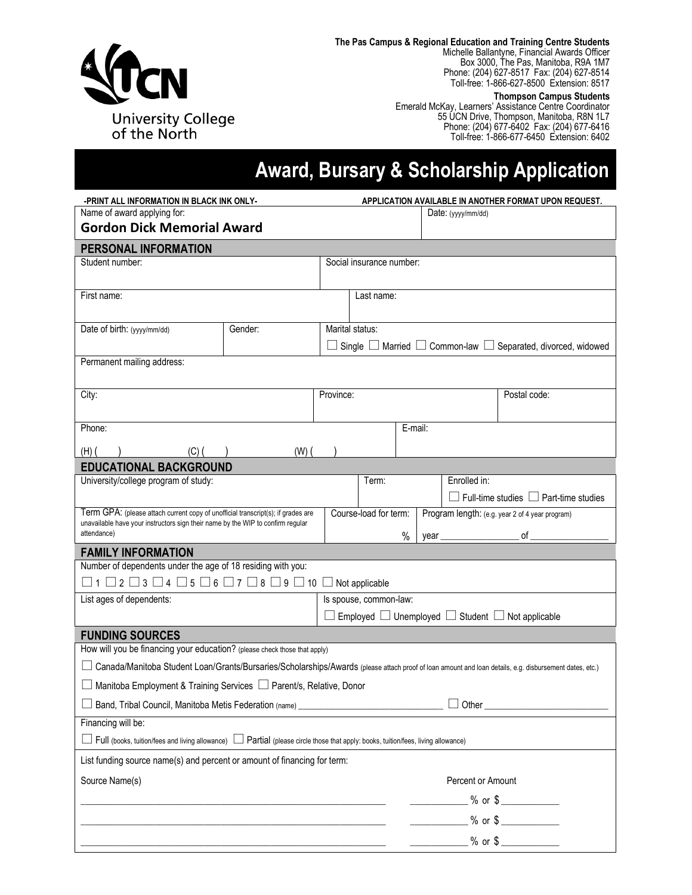**The Pas Campus & Regional Education and Training Centre Students**
Michelle Ballantyne, Financial Awards Officer
Box 3000, The Pas, Manitoba, R9A 1M7
Phone: (204) 627-8517 Fax: (204) 627-8514
Toll-free: 1-866-627-8500 Extension: 8517

**Thompson Campus Students**
Emerald McKay, Learners' Assistance Centre Coordinator
55 UCN Drive, Thompson, Manitoba, R8N 1L7
Phone: (204) 677-6402 Fax: (204) 677-6416
Toll-free: 1-866-677-6450 Extension: 6402

University College of the North

# Award, Bursary & Scholarship Application

**-PRINT ALL INFORMATION IN BLACK INK ONLY-** **APPLICATION AVAILABLE IN ANOTHER FORMAT UPON REQUEST.**

| Name of award applying for: **Gordon Dick Memorial Award** | Date: (yyyy/mm/dd) |
|---|---|

## PERSONAL INFORMATION

| Student number: | Social insurance number: |
|---|---|
| First name: | Last name: |

| Date of birth: (yyyy/mm/dd) | Gender: | Marital status: ☐ Single ☐ Married ☐ Common-law ☐ Separated, divorced, widowed |
|---|---|---|

Permanent mailing address:

| City: | Province: | Postal code: |
|---|---|---|

| Phone: (H) ( ) (C) ( ) (W) ( ) | E-mail: |
|---|---|

## EDUCATIONAL BACKGROUND

| University/college program of study: | Term: | Enrolled in: ☐ Full-time studies ☐ Part-time studies |
|---|---|---|
| Term GPA: (please attach current copy of unofficial transcript(s); if grades are unavailable have your instructors sign their name by the WIP to confirm regular attendance) | Course-load for term: % | Program length: (e.g. year 2 of 4 year program) year ________ of ________ |

## FAMILY INFORMATION

Number of dependents under the age of 18 residing with you:

☐ 1 ☐ 2 ☐ 3 ☐ 4 ☐ 5 ☐ 6 ☐ 7 ☐ 8 ☐ 9 ☐ 10 ☐ Not applicable

| List ages of dependents: | Is spouse, common-law: ☐ Employed ☐ Unemployed ☐ Student ☐ Not applicable |
|---|---|

## FUNDING SOURCES

How will you be financing your education? (please check those that apply)

☐ Canada/Manitoba Student Loan/Grants/Bursaries/Scholarships/Awards (please attach proof of loan amount and loan details, e.g. disbursement dates, etc.)

☐ Manitoba Employment & Training Services ☐ Parent/s, Relative, Donor

☐ Band, Tribal Council, Manitoba Metis Federation (name) ______________________________ ☐ Other ________________________

Financing will be:

☐ Full (books, tuition/fees and living allowance) ☐ Partial (please circle those that apply: books, tuition/fees, living allowance)

List funding source name(s) and percent or amount of financing for term:

| Source Name(s) | Percent or Amount |
|---|---|
| ______________________________ | ________ % or $ ________ |
| ______________________________ | ________ % or $ ________ |
| ______________________________ | ________ % or $ ________ |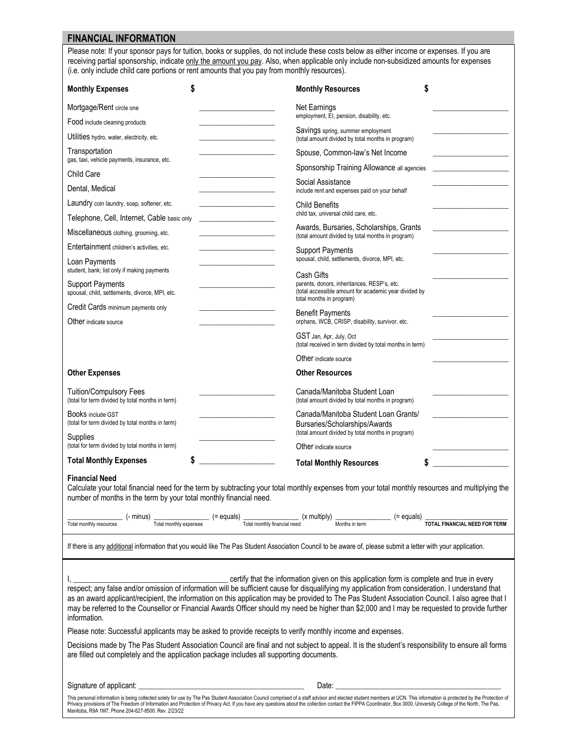## FINANCIAL INFORMATION

Please note: If your sponsor pays for tuition, books or supplies, do not include these costs below as either income or expenses. If you are receiving partial sponsorship, indicate only the amount you pay. Also, when applicable only include non-subsidized amounts for expenses (i.e. only include child care portions or rent amounts that you pay from monthly resources).

| Monthly Expenses | $ | Monthly Resources | $ |
|---|---|---|---|
| Mortgage/Rent circle one | ________ | Net Earnings employment, EI, pension, disability, etc. | ________ |
| Food include cleaning products | ________ | Savings spring, summer employment (total amount divided by total months in program) | ________ |
| Utilities hydro, water, electricity, etc. | ________ | Spouse, Common-law's Net Income | ________ |
| Transportation gas, taxi, vehicle payments, insurance, etc. | ________ | Sponsorship Training Allowance all agencies | ________ |
| Child Care | ________ | Social Assistance include rent and expenses paid on your behalf | ________ |
| Dental, Medical | ________ | Child Benefits child tax, universal child care, etc. | ________ |
| Laundry coin laundry, soap, softener, etc. | ________ | Awards, Bursaries, Scholarships, Grants (total amount divided by total months in program) | ________ |
| Telephone, Cell, Internet, Cable basic only | ________ | Support Payments spousal, child, settlements, divorce, MPI, etc. | ________ |
| Miscellaneous clothing, grooming, etc. | ________ | Cash Gifts parents, donors, inheritances, RESP's, etc. (total accessible amount for academic year divided by total months in program) | ________ |
| Entertainment children's activities, etc. | ________ | Benefit Payments orphans, WCB, CRISP, disability, survivor, etc. | ________ |
| Loan Payments student, bank; list only if making payments | ________ | GST Jan, Apr, July, Oct (total received in term divided by total months in term) | ________ |
| Support Payments spousal, child, settlements, divorce, MPI, etc. | ________ | Other indicate source | ________ |
| Credit Cards minimum payments only | ________ | | |
| Other indicate source | ________ | | |
| **Other Expenses** | | **Other Resources** | |
| Tuition/Compulsory Fees (total for term divided by total months in term) | ________ | Canada/Manitoba Student Loan (total amount divided by total months in program) | ________ |
| Books include GST (total for term divided by total months in term) | ________ | Canada/Manitoba Student Loan Grants/ Bursaries/Scholarships/Awards (total amount divided by total months in program) | ________ |
| Supplies (total for term divided by total months in term) | ________ | Other indicate source | ________ |
| **Total Monthly Expenses** | $ ________ | **Total Monthly Resources** | $ ________ |

**Financial Need**

Calculate your total financial need for the term by subtracting your total monthly expenses from your total monthly resources and multiplying the number of months in the term by your total monthly financial need.

________ (- minus) ________ (= equals) ________ (x multiply) ________ (= equals) ________

Total monthly resources — Total monthly expenses — Total monthly financial need — Months in term — **TOTAL FINANCIAL NEED FOR TERM**

If there is any additional information that you would like The Pas Student Association Council to be aware of, please submit a letter with your application.

I, ____________________ certify that the information given on this application form is complete and true in every respect; any false and/or omission of information will be sufficient cause for disqualifying my application from consideration. I understand that as an award applicant/recipient, the information on this application may be provided to The Pas Student Association Council. I also agree that I may be referred to the Counsellor or Financial Awards Officer should my need be higher than $2,000 and I may be requested to provide further information.

Please note: Successful applicants may be asked to provide receipts to verify monthly income and expenses.

Decisions made by The Pas Student Association Council are final and not subject to appeal. It is the student's responsibility to ensure all forms are filled out completely and the application package includes all supporting documents.

Signature of applicant: ____________________ Date: ____________________

This personal information is being collected solely for use by The Pas Student Association Council comprised of a staff advisor and elected student members at UCN. This information is protected by the Protection of Privacy provisions of The Freedom of Information and Protection of Privacy Act. If you have any questions about the collection contact the FIPPA Coordinator, Box 3000, University College of the North, The Pas, Manitoba, R9A 1M7, Phone 204-627-8500. Rev. 2/23/22